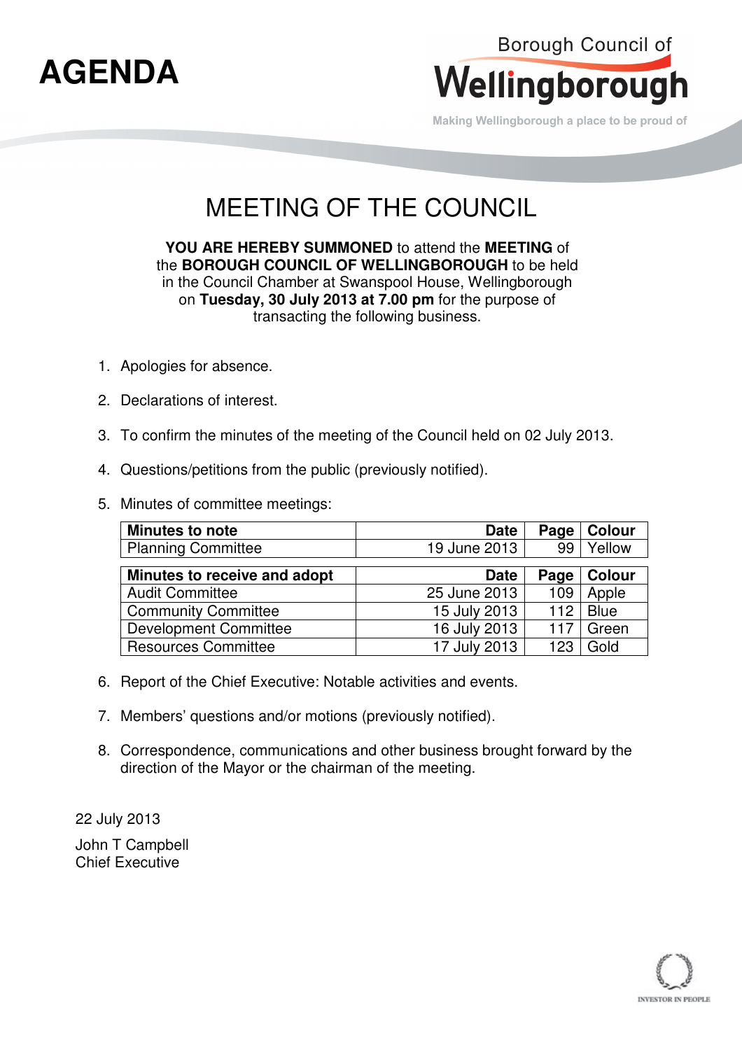# AGENDA

Borough Council of Wellingborough

Making Wellingborough a place to be proud of

## MEETING OF THE COUNCIL

**YOU ARE HEREBY SUMMONED** to attend the **MEETING** of the **BOROUGH COUNCIL OF WELLINGBOROUGH** to be held in the Council Chamber at Swanspool House, Wellingborough on **Tuesday, 30 July 2013 at 7.00 pm** for the purpose of transacting the following business.

1. Apologies for absence.
2. Declarations of interest.
3. To confirm the minutes of the meeting of the Council held on 02 July 2013.
4. Questions/petitions from the public (previously notified).
5. Minutes of committee meetings:

| Minutes to note | Date | Page | Colour |
|---|---|---|---|
| Planning Committee | 19 June 2013 | 99 | Yellow |

| Minutes to receive and adopt | Date | Page | Colour |
|---|---|---|---|
| Audit Committee | 25 June 2013 | 109 | Apple |
| Community Committee | 15 July 2013 | 112 | Blue |
| Development Committee | 16 July 2013 | 117 | Green |
| Resources Committee | 17 July 2013 | 123 | Gold |

6. Report of the Chief Executive: Notable activities and events.
7. Members' questions and/or motions (previously notified).
8. Correspondence, communications and other business brought forward by the direction of the Mayor or the chairman of the meeting.

22 July 2013

John T Campbell
Chief Executive

INVESTOR IN PEOPLE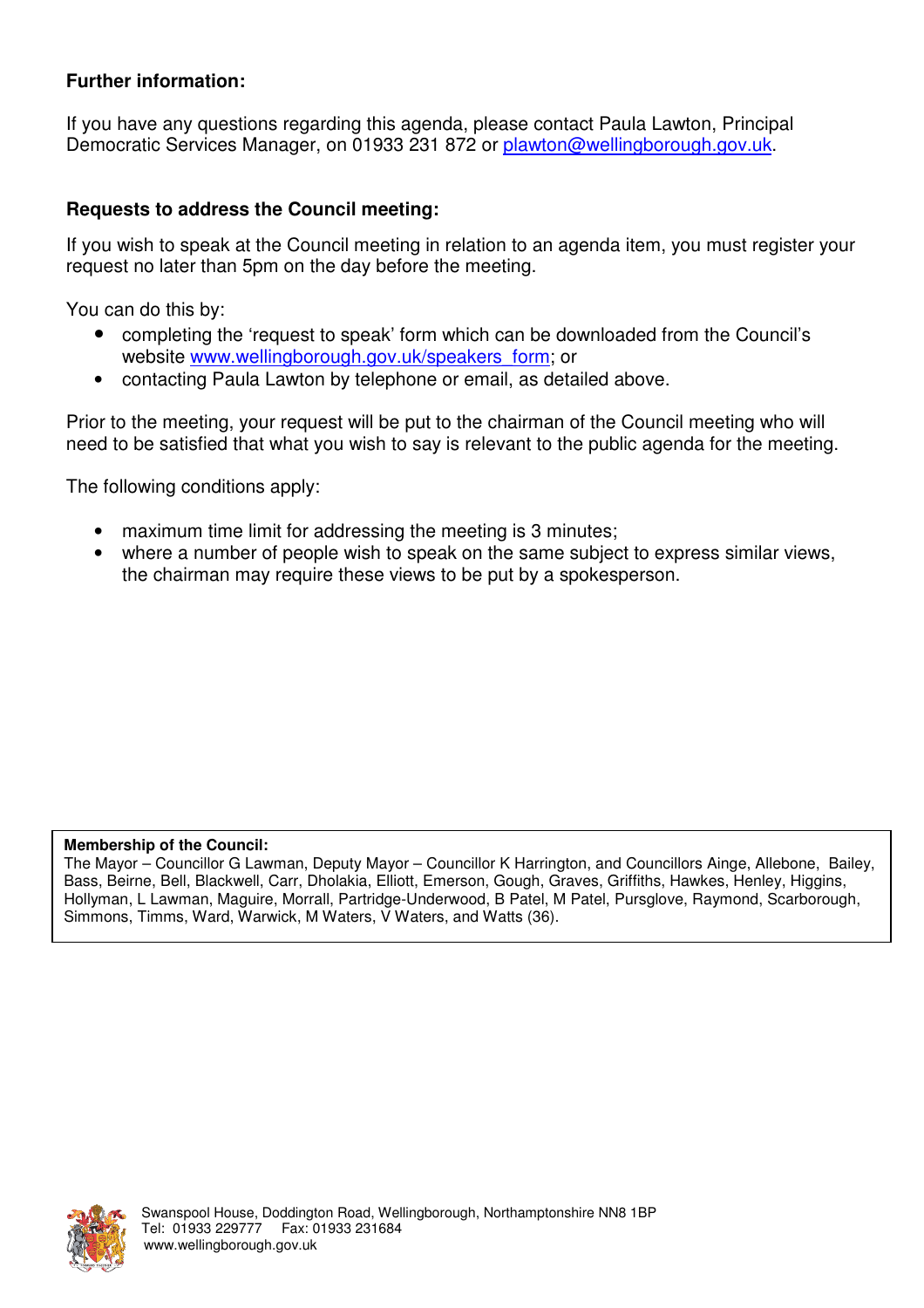**Further information:**

If you have any questions regarding this agenda, please contact Paula Lawton, Principal Democratic Services Manager, on 01933 231 872 or plawton@wellingborough.gov.uk.

**Requests to address the Council meeting:**

If you wish to speak at the Council meeting in relation to an agenda item, you must register your request no later than 5pm on the day before the meeting.

You can do this by:

- completing the 'request to speak' form which can be downloaded from the Council's website www.wellingborough.gov.uk/speakers_form; or
- contacting Paula Lawton by telephone or email, as detailed above.

Prior to the meeting, your request will be put to the chairman of the Council meeting who will need to be satisfied that what you wish to say is relevant to the public agenda for the meeting.

The following conditions apply:

- maximum time limit for addressing the meeting is 3 minutes;
- where a number of people wish to speak on the same subject to express similar views, the chairman may require these views to be put by a spokesperson.

**Membership of the Council:**
The Mayor – Councillor G Lawman, Deputy Mayor – Councillor K Harrington, and Councillors Ainge, Allebone, Bailey, Bass, Beirne, Bell, Blackwell, Carr, Dholakia, Elliott, Emerson, Gough, Graves, Griffiths, Hawkes, Henley, Higgins, Hollyman, L Lawman, Maguire, Morrall, Partridge-Underwood, B Patel, M Patel, Pursglove, Raymond, Scarborough, Simmons, Timms, Ward, Warwick, M Waters, V Waters, and Watts (36).

Swanspool House, Doddington Road, Wellingborough, Northamptonshire NN8 1BP
Tel: 01933 229777 Fax: 01933 231684
www.wellingborough.gov.uk